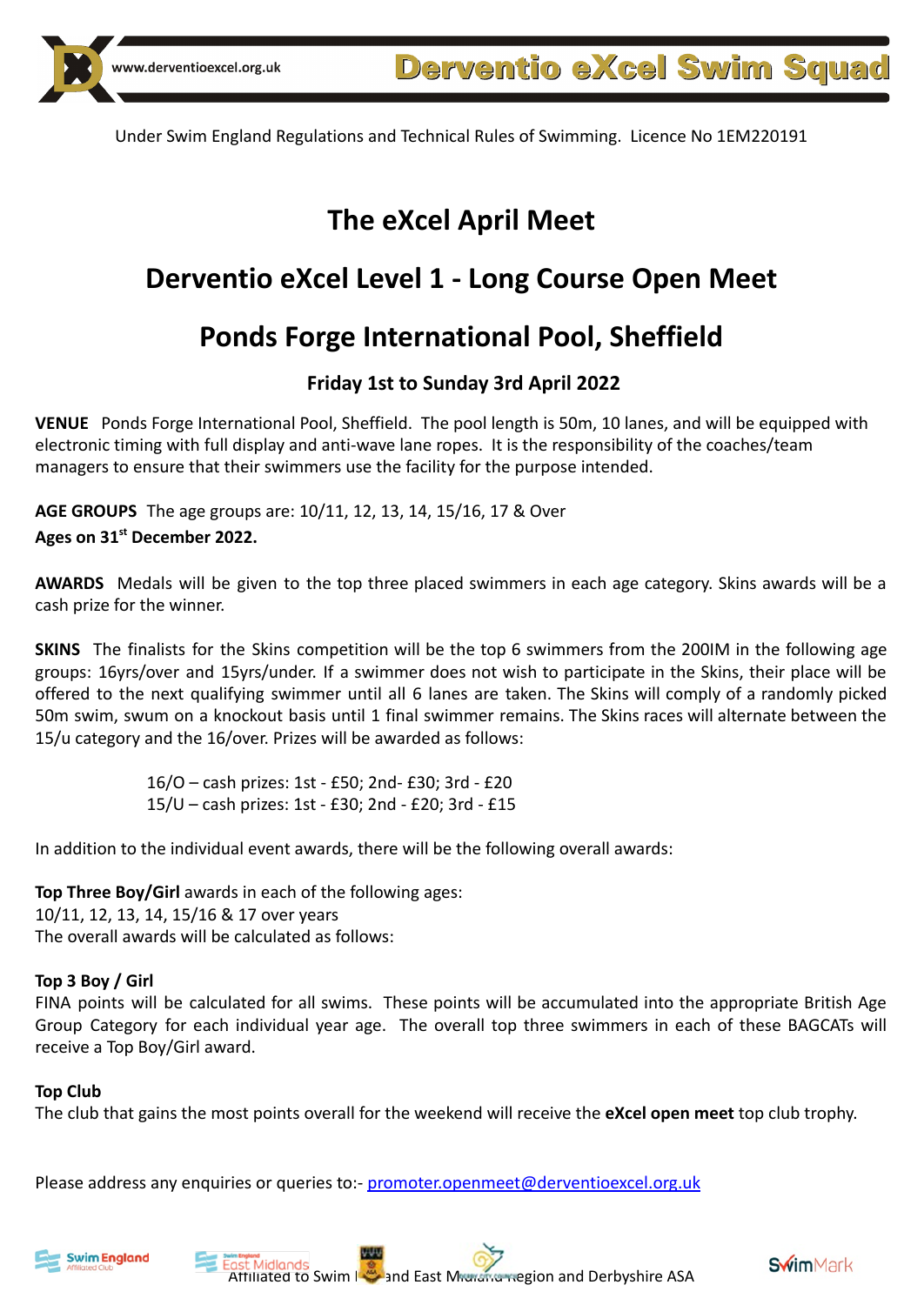www.derventioexcel.org.uk

**Derventio eXcel Swim Squad**

Under Swim England Regulations and Technical Rules of Swimming.  Licence No 1EM220191

# The eXcel April Meet

# Derventio eXcel Level 1 - Long Course Open Meet

# Ponds Forge International Pool, Sheffield

### Friday 1st to Sunday 3rd April 2022

**VENUE** Ponds Forge International Pool, Sheffield.  The pool length is 50m, 10 lanes, and will be equipped with electronic timing with full display and anti-wave lane ropes.  It is the responsibility of the coaches/team managers to ensure that their swimmers use the facility for the purpose intended.

**AGE GROUPS** The age groups are: 10/11, 12, 13, 14, 15/16, 17 & Over
**Ages on 31st December 2022.**

**AWARDS** Medals will be given to the top three placed swimmers in each age category. Skins awards will be a cash prize for the winner.

**SKINS** The finalists for the Skins competition will be the top 6 swimmers from the 200IM in the following age groups: 16yrs/over and 15yrs/under. If a swimmer does not wish to participate in the Skins, their place will be offered to the next qualifying swimmer until all 6 lanes are taken. The Skins will comply of a randomly picked 50m swim, swum on a knockout basis until 1 final swimmer remains. The Skins races will alternate between the 15/u category and the 16/over. Prizes will be awarded as follows:

16/O – cash prizes: 1st - £50; 2nd- £30; 3rd - £20
15/U – cash prizes: 1st - £30; 2nd - £20; 3rd - £15

In addition to the individual event awards, there will be the following overall awards:

**Top Three Boy/Girl** awards in each of the following ages:
10/11, 12, 13, 14, 15/16 & 17 over years
The overall awards will be calculated as follows:

**Top 3 Boy / Girl**
FINA points will be calculated for all swims.  These points will be accumulated into the appropriate British Age Group Category for each individual year age.  The overall top three swimmers in each of these BAGCATs will receive a Top Boy/Girl award.

**Top Club**
The club that gains the most points overall for the weekend will receive the **eXcel open meet** top club trophy.

Please address any enquiries or queries to:- promoter.openmeet@derventioexcel.org.uk

Affiliated to Swim England and East Midland Region and Derbyshire ASA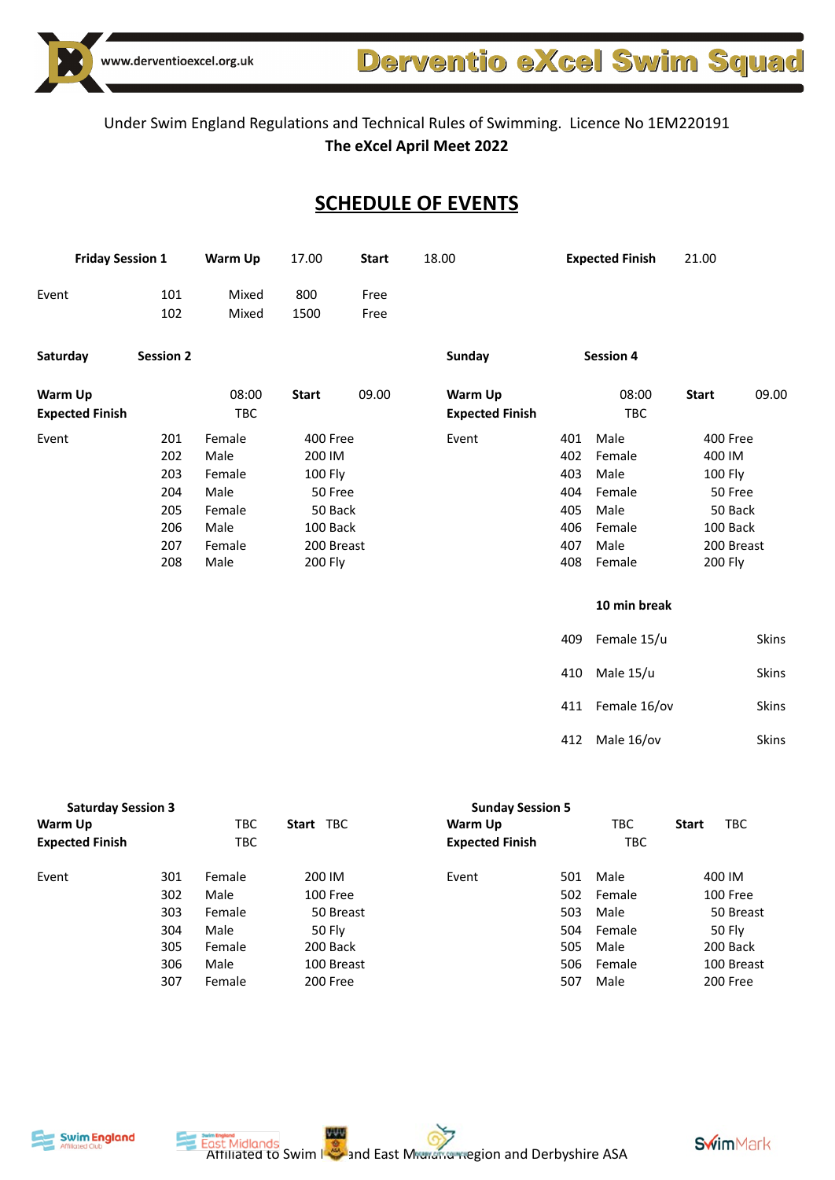www.derventioexcel.org.uk

**Derventio eXcel Swim Squad**

Under Swim England Regulations and Technical Rules of Swimming. Licence No 1EM220191

**The eXcel April Meet 2022**

## SCHEDULE OF EVENTS

**Friday Session 1** | **Warm Up** 17.00 | **Start** 18.00 | **Expected Finish** 21.00

| Event | | | | |
|---|---|---|---|---|
| Event | 101 | Mixed | 800 | Free |
| | 102 | Mixed | 1500 | Free |

**Saturday Session 2**

**Warm Up** 08:00 **Start** 09.00
**Expected Finish** TBC

| Event | No | Gender | Distance/Stroke |
|---|---|---|---|
| Event | 201 | Female | 400 Free |
| | 202 | Male | 200 IM |
| | 203 | Female | 100 Fly |
| | 204 | Male | 50 Free |
| | 205 | Female | 50 Back |
| | 206 | Male | 100 Back |
| | 207 | Female | 200 Breast |
| | 208 | Male | 200 Fly |

**Sunday Session 4**

**Warm Up** 08:00 **Start** 09.00
**Expected Finish** TBC

| Event | No | Gender | Distance/Stroke |
|---|---|---|---|
| Event | 401 | Male | 400 Free |
| | 402 | Female | 400 IM |
| | 403 | Male | 100 Fly |
| | 404 | Female | 50 Free |
| | 405 | Male | 50 Back |
| | 406 | Female | 100 Back |
| | 407 | Male | 200 Breast |
| | 408 | Female | 200 Fly |
| | | **10 min break** | |
| | 409 | Female 15/u | Skins |
| | 410 | Male 15/u | Skins |
| | 411 | Female 16/ov | Skins |
| | 412 | Male 16/ov | Skins |

**Saturday Session 3**

**Warm Up** TBC **Start** TBC
**Expected Finish** TBC

| Event | No | Gender | Distance/Stroke |
|---|---|---|---|
| Event | 301 | Female | 200 IM |
| | 302 | Male | 100 Free |
| | 303 | Female | 50 Breast |
| | 304 | Male | 50 Fly |
| | 305 | Female | 200 Back |
| | 306 | Male | 100 Breast |
| | 307 | Female | 200 Free |

**Sunday Session 5**

**Warm Up** TBC **Start** TBC
**Expected Finish** TBC

| Event | No | Gender | Distance/Stroke |
|---|---|---|---|
| Event | 501 | Male | 400 IM |
| | 502 | Female | 100 Free |
| | 503 | Male | 50 Breast |
| | 504 | Female | 50 Fly |
| | 505 | Male | 200 Back |
| | 506 | Female | 100 Breast |
| | 507 | Male | 200 Free |

Affiliated to Swim England East Midland Region and Derbyshire ASA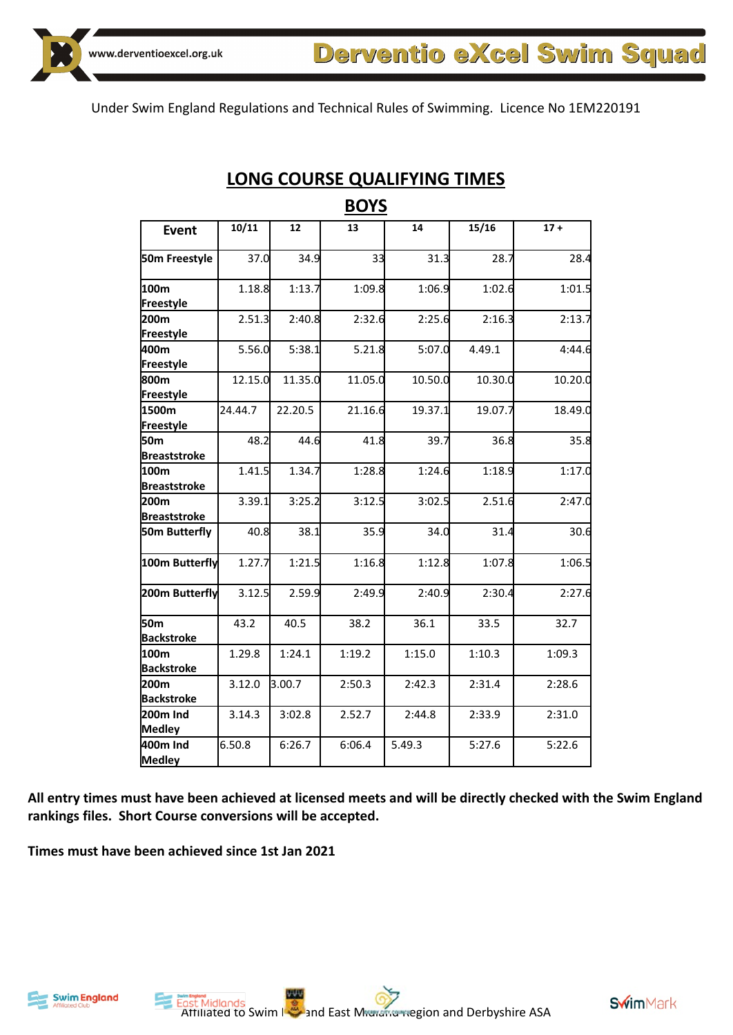Under Swim England Regulations and Technical Rules of Swimming. Licence No 1EM220191

## LONG COURSE QUALIFYING TIMES

## BOYS

| Event | 10/11 | 12 | 13 | 14 | 15/16 | 17 + |
|---|---|---|---|---|---|---|
| 50m Freestyle | 37.0 | 34.9 | 33 | 31.3 | 28.7 | 28.4 |
| 100m Freestyle | 1.18.8 | 1:13.7 | 1:09.8 | 1:06.9 | 1:02.6 | 1:01.5 |
| 200m Freestyle | 2.51.3 | 2:40.8 | 2:32.6 | 2:25.6 | 2:16.3 | 2:13.7 |
| 400m Freestyle | 5.56.0 | 5:38.1 | 5.21.8 | 5:07.0 | 4.49.1 | 4:44.6 |
| 800m Freestyle | 12.15.0 | 11.35.0 | 11.05.0 | 10.50.0 | 10.30.0 | 10.20.0 |
| 1500m Freestyle | 24.44.7 | 22.20.5 | 21.16.6 | 19.37.1 | 19.07.7 | 18.49.0 |
| 50m Breaststroke | 48.2 | 44.6 | 41.8 | 39.7 | 36.8 | 35.8 |
| 100m Breaststroke | 1.41.5 | 1.34.7 | 1:28.8 | 1:24.6 | 1:18.9 | 1:17.0 |
| 200m Breaststroke | 3.39.1 | 3:25.2 | 3:12.5 | 3:02.5 | 2.51.6 | 2:47.0 |
| 50m Butterfly | 40.8 | 38.1 | 35.9 | 34.0 | 31.4 | 30.6 |
| 100m Butterfly | 1.27.7 | 1:21.5 | 1:16.8 | 1:12.8 | 1:07.8 | 1:06.5 |
| 200m Butterfly | 3.12.5 | 2.59.9 | 2:49.9 | 2:40.9 | 2:30.4 | 2:27.6 |
| 50m Backstroke | 43.2 | 40.5 | 38.2 | 36.1 | 33.5 | 32.7 |
| 100m Backstroke | 1.29.8 | 1:24.1 | 1:19.2 | 1:15.0 | 1:10.3 | 1:09.3 |
| 200m Backstroke | 3.12.0 | 3.00.7 | 2:50.3 | 2:42.3 | 2:31.4 | 2:28.6 |
| 200m Ind Medley | 3.14.3 | 3:02.8 | 2.52.7 | 2:44.8 | 2:33.9 | 2:31.0 |
| 400m Ind Medley | 6.50.8 | 6:26.7 | 6:06.4 | 5.49.3 | 5:27.6 | 5:22.6 |

**All entry times must have been achieved at licensed meets and will be directly checked with the Swim England rankings files. Short Course conversions will be accepted.**

**Times must have been achieved since 1st Jan 2021**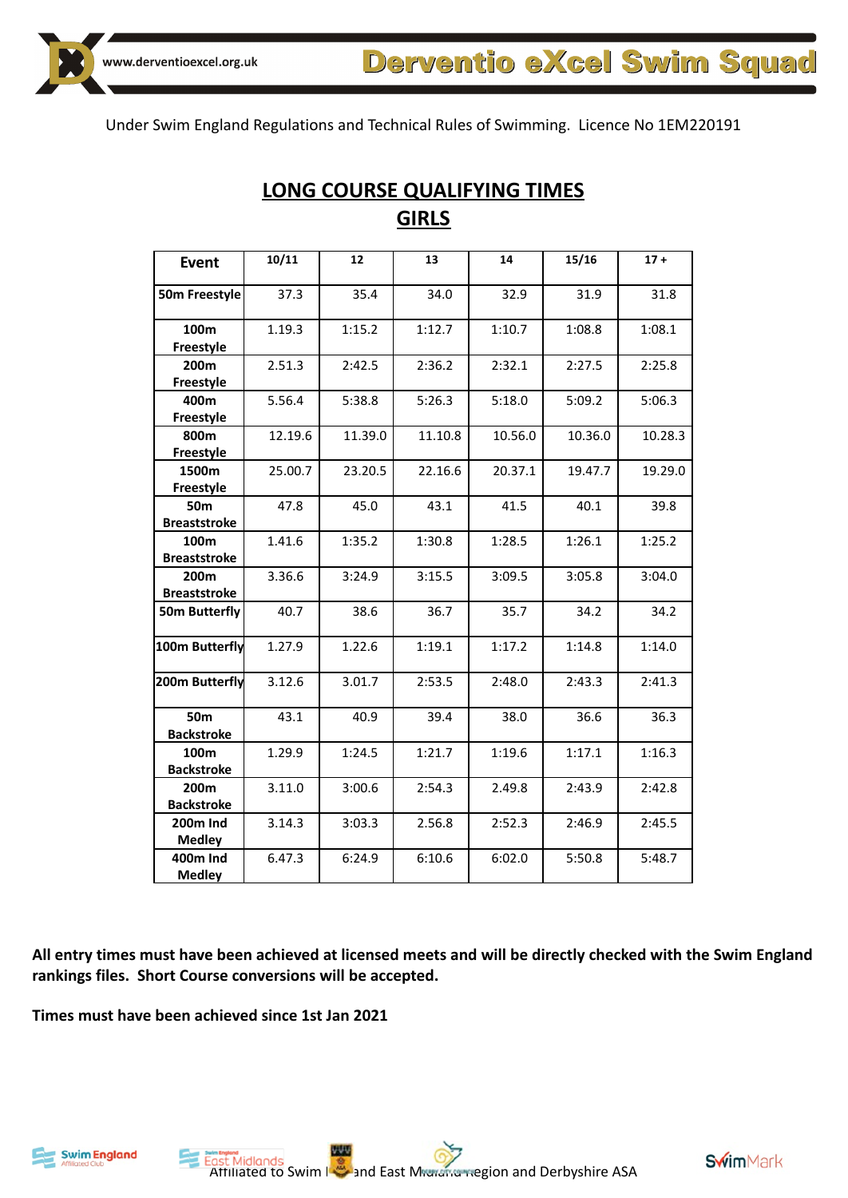Under Swim England Regulations and Technical Rules of Swimming. Licence No 1EM220191

## LONG COURSE QUALIFYING TIMES
## GIRLS

| Event | 10/11 | 12 | 13 | 14 | 15/16 | 17 + |
|---|---|---|---|---|---|---|
| 50m Freestyle | 37.3 | 35.4 | 34.0 | 32.9 | 31.9 | 31.8 |
| 100m Freestyle | 1.19.3 | 1:15.2 | 1:12.7 | 1:10.7 | 1:08.8 | 1:08.1 |
| 200m Freestyle | 2.51.3 | 2:42.5 | 2:36.2 | 2:32.1 | 2:27.5 | 2:25.8 |
| 400m Freestyle | 5.56.4 | 5:38.8 | 5:26.3 | 5:18.0 | 5:09.2 | 5:06.3 |
| 800m Freestyle | 12.19.6 | 11.39.0 | 11.10.8 | 10.56.0 | 10.36.0 | 10.28.3 |
| 1500m Freestyle | 25.00.7 | 23.20.5 | 22.16.6 | 20.37.1 | 19.47.7 | 19.29.0 |
| 50m Breaststroke | 47.8 | 45.0 | 43.1 | 41.5 | 40.1 | 39.8 |
| 100m Breaststroke | 1.41.6 | 1:35.2 | 1:30.8 | 1:28.5 | 1:26.1 | 1:25.2 |
| 200m Breaststroke | 3.36.6 | 3:24.9 | 3:15.5 | 3:09.5 | 3:05.8 | 3:04.0 |
| 50m Butterfly | 40.7 | 38.6 | 36.7 | 35.7 | 34.2 | 34.2 |
| 100m Butterfly | 1.27.9 | 1.22.6 | 1:19.1 | 1:17.2 | 1:14.8 | 1:14.0 |
| 200m Butterfly | 3.12.6 | 3.01.7 | 2:53.5 | 2:48.0 | 2:43.3 | 2:41.3 |
| 50m Backstroke | 43.1 | 40.9 | 39.4 | 38.0 | 36.6 | 36.3 |
| 100m Backstroke | 1.29.9 | 1:24.5 | 1:21.7 | 1:19.6 | 1:17.1 | 1:16.3 |
| 200m Backstroke | 3.11.0 | 3:00.6 | 2:54.3 | 2.49.8 | 2:43.9 | 2:42.8 |
| 200m Ind Medley | 3.14.3 | 3:03.3 | 2.56.8 | 2:52.3 | 2:46.9 | 2:45.5 |
| 400m Ind Medley | 6.47.3 | 6:24.9 | 6:10.6 | 6:02.0 | 5:50.8 | 5:48.7 |

**All entry times must have been achieved at licensed meets and will be directly checked with the Swim England rankings files. Short Course conversions will be accepted.**

**Times must have been achieved since 1st Jan 2021**

Affiliated to Swim England East Midland Region and Derbyshire ASA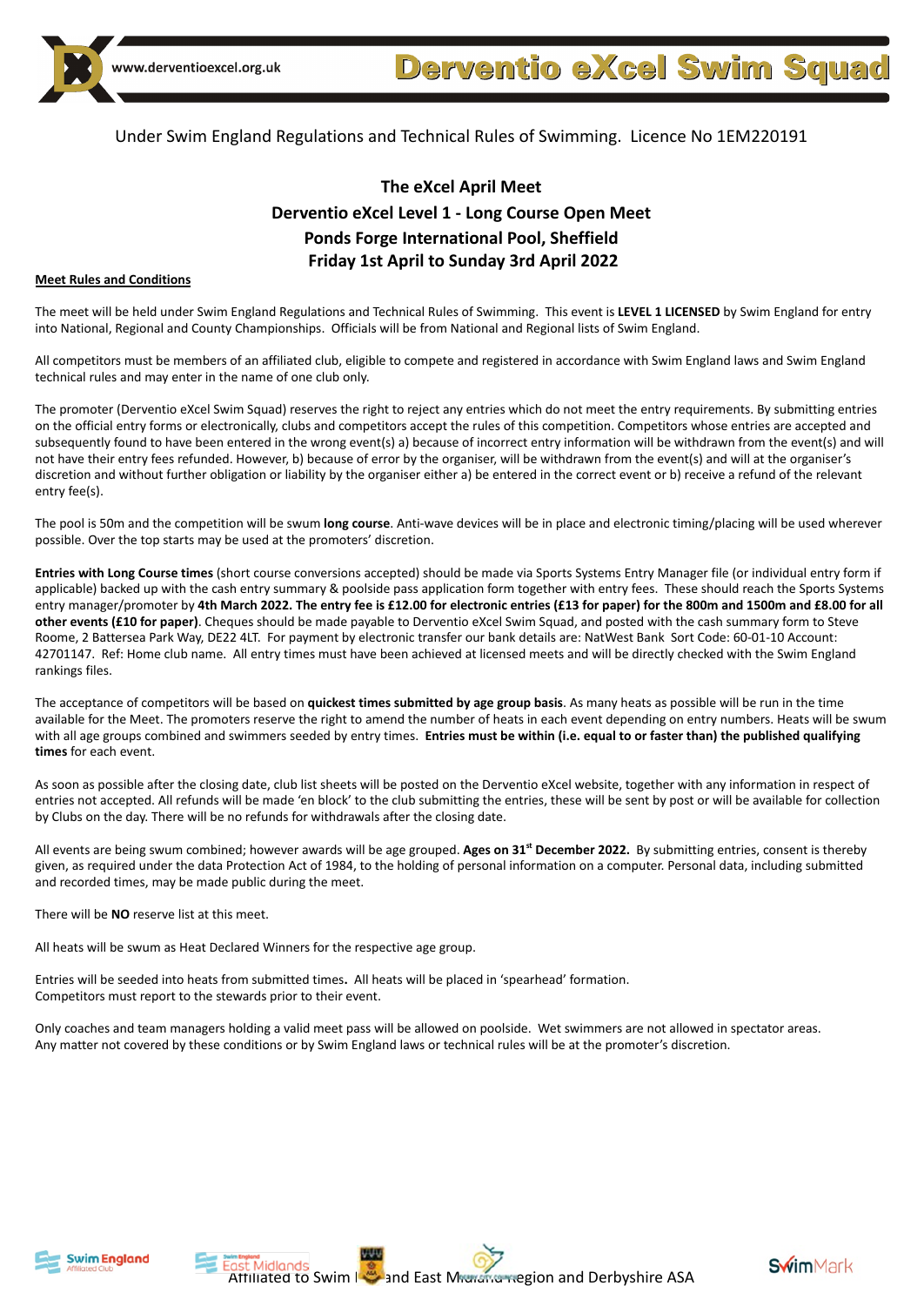www.derventioexcel.org.uk

# Derventio eXcel Swim Squad

Under Swim England Regulations and Technical Rules of Swimming. Licence No 1EM220191

## The eXcel April Meet
## Derventio eXcel Level 1 - Long Course Open Meet
## Ponds Forge International Pool, Sheffield
## Friday 1st April to Sunday 3rd April 2022

**Meet Rules and Conditions**

The meet will be held under Swim England Regulations and Technical Rules of Swimming. This event is **LEVEL 1 LICENSED** by Swim England for entry into National, Regional and County Championships. Officials will be from National and Regional lists of Swim England.

All competitors must be members of an affiliated club, eligible to compete and registered in accordance with Swim England laws and Swim England technical rules and may enter in the name of one club only.

The promoter (Derventio eXcel Swim Squad) reserves the right to reject any entries which do not meet the entry requirements. By submitting entries on the official entry forms or electronically, clubs and competitors accept the rules of this competition. Competitors whose entries are accepted and subsequently found to have been entered in the wrong event(s) a) because of incorrect entry information will be withdrawn from the event(s) and will not have their entry fees refunded. However, b) because of error by the organiser, will be withdrawn from the event(s) and will at the organiser's discretion and without further obligation or liability by the organiser either a) be entered in the correct event or b) receive a refund of the relevant entry fee(s).

The pool is 50m and the competition will be swum **long course**. Anti-wave devices will be in place and electronic timing/placing will be used wherever possible. Over the top starts may be used at the promoters' discretion.

**Entries with Long Course times** (short course conversions accepted) should be made via Sports Systems Entry Manager file (or individual entry form if applicable) backed up with the cash entry summary & poolside pass application form together with entry fees. These should reach the Sports Systems entry manager/promoter by **4th March 2022. The entry fee is £12.00 for electronic entries (£13 for paper) for the 800m and 1500m and £8.00 for all other events (£10 for paper)**. Cheques should be made payable to Derventio eXcel Swim Squad, and posted with the cash summary form to Steve Roome, 2 Battersea Park Way, DE22 4LT. For payment by electronic transfer our bank details are: NatWest Bank Sort Code: 60-01-10 Account: 42701147. Ref: Home club name. All entry times must have been achieved at licensed meets and will be directly checked with the Swim England rankings files.

The acceptance of competitors will be based on **quickest times submitted by age group basis**. As many heats as possible will be run in the time available for the Meet. The promoters reserve the right to amend the number of heats in each event depending on entry numbers. Heats will be swum with all age groups combined and swimmers seeded by entry times. **Entries must be within (i.e. equal to or faster than) the published qualifying times** for each event.

As soon as possible after the closing date, club list sheets will be posted on the Derventio eXcel website, together with any information in respect of entries not accepted. All refunds will be made 'en block' to the club submitting the entries, these will be sent by post or will be available for collection by Clubs on the day. There will be no refunds for withdrawals after the closing date.

All events are being swum combined; however awards will be age grouped. **Ages on 31st December 2022.** By submitting entries, consent is thereby given, as required under the data Protection Act of 1984, to the holding of personal information on a computer. Personal data, including submitted and recorded times, may be made public during the meet.

There will be **NO** reserve list at this meet.

All heats will be swum as Heat Declared Winners for the respective age group.

Entries will be seeded into heats from submitted times**.** All heats will be placed in 'spearhead' formation.
Competitors must report to the stewards prior to their event.

Only coaches and team managers holding a valid meet pass will be allowed on poolside. Wet swimmers are not allowed in spectator areas.
Any matter not covered by these conditions or by Swim England laws or technical rules will be at the promoter's discretion.

Affiliated to Swim England and East Midland Region and Derbyshire ASA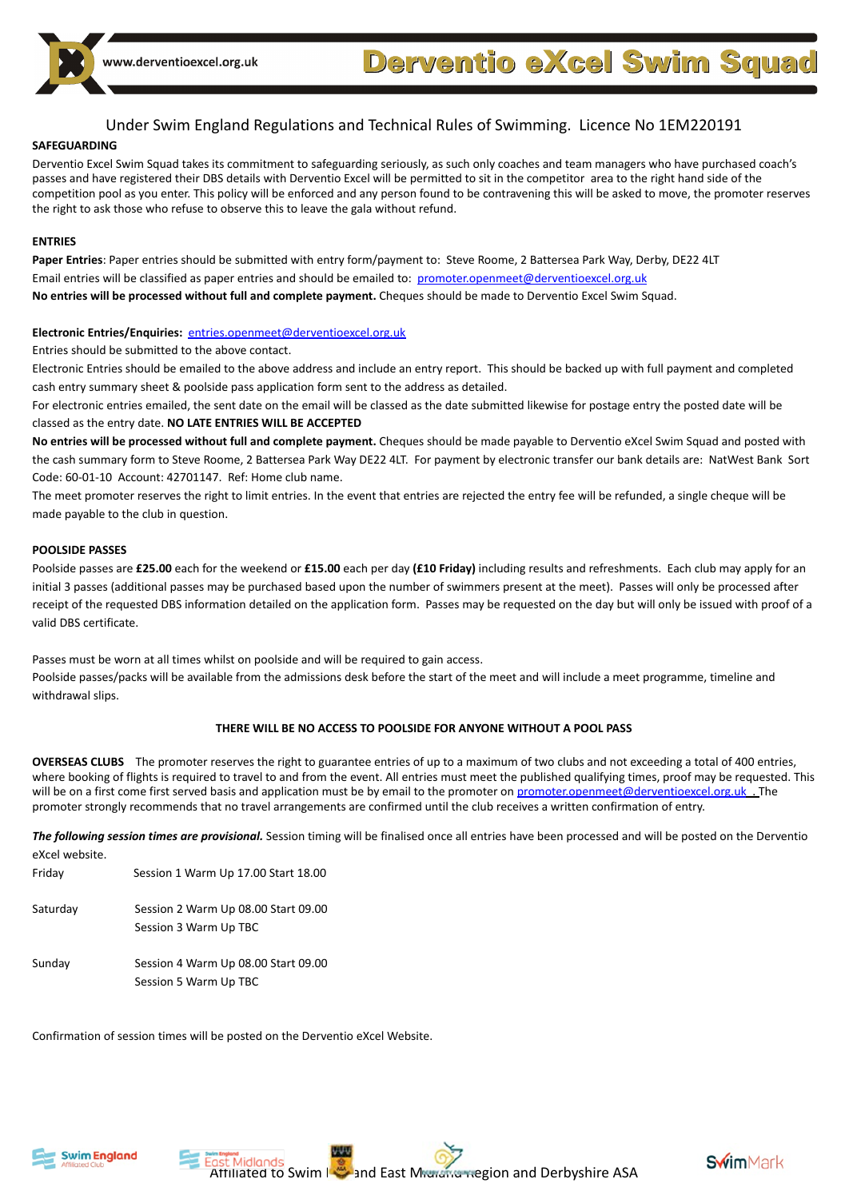Under Swim England Regulations and Technical Rules of Swimming. Licence No 1EM220191

**SAFEGUARDING**

Deventio Excel Swim Squad takes its commitment to safeguarding seriously, as such only coaches and team managers who have purchased coach's passes and have registered their DBS details with Derventio Excel will be permitted to sit in the competitor area to the right hand side of the competition pool as you enter. This policy will be enforced and any person found to be contravening this will be asked to move, the promoter reserves the right to ask those who refuse to observe this to leave the gala without refund.

**ENTRIES**

**Paper Entries**: Paper entries should be submitted with entry form/payment to: Steve Roome, 2 Battersea Park Way, Derby, DE22 4LT

Email entries will be classified as paper entries and should be emailed to: promoter.openmeet@derventioexcel.org.uk

**No entries will be processed without full and complete payment.** Cheques should be made to Derventio Excel Swim Squad.

**Electronic Entries/Enquiries:** entries.openmeet@derventioexcel.org.uk

Entries should be submitted to the above contact.

Electronic Entries should be emailed to the above address and include an entry report. This should be backed up with full payment and completed cash entry summary sheet & poolside pass application form sent to the address as detailed.

For electronic entries emailed, the sent date on the email will be classed as the date submitted likewise for postage entry the posted date will be classed as the entry date. **NO LATE ENTRIES WILL BE ACCEPTED**

**No entries will be processed without full and complete payment.** Cheques should be made payable to Derventio eXcel Swim Squad and posted with the cash summary form to Steve Roome, 2 Battersea Park Way DE22 4LT. For payment by electronic transfer our bank details are: NatWest Bank Sort Code: 60-01-10 Account: 42701147. Ref: Home club name.

The meet promoter reserves the right to limit entries. In the event that entries are rejected the entry fee will be refunded, a single cheque will be made payable to the club in question.

**POOLSIDE PASSES**

Poolside passes are **£25.00** each for the weekend or **£15.00** each per day **(£10 Friday)** including results and refreshments. Each club may apply for an initial 3 passes (additional passes may be purchased based upon the number of swimmers present at the meet). Passes will only be processed after receipt of the requested DBS information detailed on the application form. Passes may be requested on the day but will only be issued with proof of a valid DBS certificate.

Passes must be worn at all times whilst on poolside and will be required to gain access.

Poolside passes/packs will be available from the admissions desk before the start of the meet and will include a meet programme, timeline and withdrawal slips.

**THERE WILL BE NO ACCESS TO POOLSIDE FOR ANYONE WITHOUT A POOL PASS**

**OVERSEAS CLUBS** The promoter reserves the right to guarantee entries of up to a maximum of two clubs and not exceeding a total of 400 entries, where booking of flights is required to travel to and from the event. All entries must meet the published qualifying times, proof may be requested. This will be on a first come first served basis and application must be by email to the promoter on promoter.openmeet@derventioexcel.org.uk . The promoter strongly recommends that no travel arrangements are confirmed until the club receives a written confirmation of entry.

***The following session times are provisional.*** Session timing will be finalised once all entries have been processed and will be posted on the Derventio eXcel website.

| | |
|---|---|
| Friday | Session 1 Warm Up 17.00 Start 18.00 |
| Saturday | Session 2 Warm Up 08.00 Start 09.00 |
| | Session 3 Warm Up TBC |
| Sunday | Session 4 Warm Up 08.00 Start 09.00 |
| | Session 5 Warm Up TBC |

Confirmation of session times will be posted on the Derventio eXcel Website.

Affiliated to Swim England and East Midland Region and Derbyshire ASA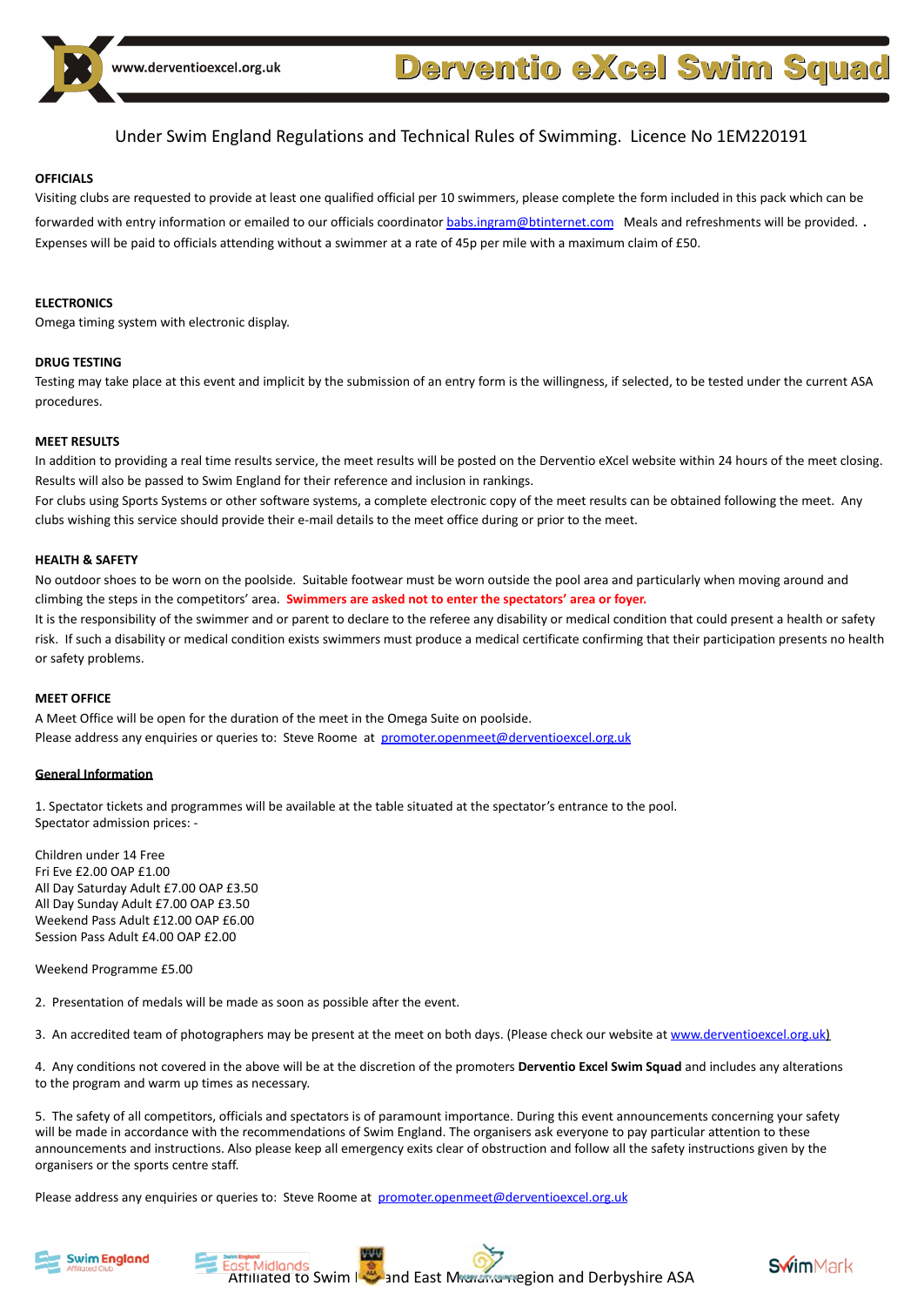Under Swim England Regulations and Technical Rules of Swimming. Licence No 1EM220191

**OFFICIALS**

Visiting clubs are requested to provide at least one qualified official per 10 swimmers, please complete the form included in this pack which can be forwarded with entry information or emailed to our officials coordinator babs.ingram@btinternet.com Meals and refreshments will be provided. . Expenses will be paid to officials attending without a swimmer at a rate of 45p per mile with a maximum claim of £50.

**ELECTRONICS**

Omega timing system with electronic display.

**DRUG TESTING**

Testing may take place at this event and implicit by the submission of an entry form is the willingness, if selected, to be tested under the current ASA procedures.

**MEET RESULTS**

In addition to providing a real time results service, the meet results will be posted on the Derventio eXcel website within 24 hours of the meet closing. Results will also be passed to Swim England for their reference and inclusion in rankings.

For clubs using Sports Systems or other software systems, a complete electronic copy of the meet results can be obtained following the meet. Any clubs wishing this service should provide their e-mail details to the meet office during or prior to the meet.

**HEALTH & SAFETY**

No outdoor shoes to be worn on the poolside. Suitable footwear must be worn outside the pool area and particularly when moving around and climbing the steps in the competitors' area. **Swimmers are asked not to enter the spectators' area or foyer.**

It is the responsibility of the swimmer and or parent to declare to the referee any disability or medical condition that could present a health or safety risk. If such a disability or medical condition exists swimmers must produce a medical certificate confirming that their participation presents no health or safety problems.

**MEET OFFICE**

A Meet Office will be open for the duration of the meet in the Omega Suite on poolside.

Please address any enquiries or queries to: Steve Roome at promoter.openmeet@derventioexcel.org.uk

**General Information**

1. Spectator tickets and programmes will be available at the table situated at the spectator's entrance to the pool.
Spectator admission prices: -

Children under 14 Free
Fri Eve £2.00 OAP £1.00
All Day Saturday Adult £7.00 OAP £3.50
All Day Sunday Adult £7.00 OAP £3.50
Weekend Pass Adult £12.00 OAP £6.00
Session Pass Adult £4.00 OAP £2.00

Weekend Programme £5.00

2. Presentation of medals will be made as soon as possible after the event.

3. An accredited team of photographers may be present at the meet on both days. (Please check our website at www.derventioexcel.org.uk)

4. Any conditions not covered in the above will be at the discretion of the promoters **Derventio Excel Swim Squad** and includes any alterations to the program and warm up times as necessary.

5. The safety of all competitors, officials and spectators is of paramount importance. During this event announcements concerning your safety will be made in accordance with the recommendations of Swim England. The organisers ask everyone to pay particular attention to these announcements and instructions. Also please keep all emergency exits clear of obstruction and follow all the safety instructions given by the organisers or the sports centre staff.

Please address any enquiries or queries to: Steve Roome at promoter.openmeet@derventioexcel.org.uk

Affiliated to Swim England and East Midland Region and Derbyshire ASA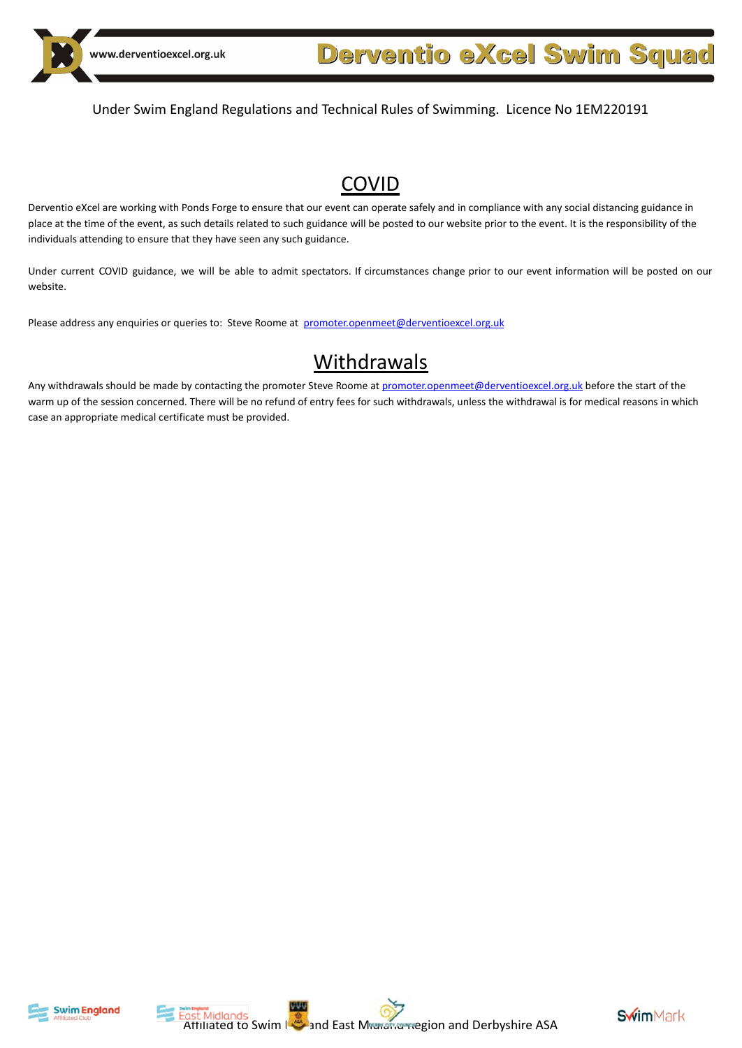Under Swim England Regulations and Technical Rules of Swimming. Licence No 1EM220191

## COVID

Derventio eXcel are working with Ponds Forge to ensure that our event can operate safely and in compliance with any social distancing guidance in place at the time of the event, as such details related to such guidance will be posted to our website prior to the event. It is the responsibility of the individuals attending to ensure that they have seen any such guidance.

Under current COVID guidance, we will be able to admit spectators. If circumstances change prior to our event information will be posted on our website.

Please address any enquiries or queries to: Steve Roome at promoter.openmeet@derventioexcel.org.uk

## Withdrawals

Any withdrawals should be made by contacting the promoter Steve Roome at promoter.openmeet@derventioexcel.org.uk before the start of the warm up of the session concerned. There will be no refund of entry fees for such withdrawals, unless the withdrawal is for medical reasons in which case an appropriate medical certificate must be provided.